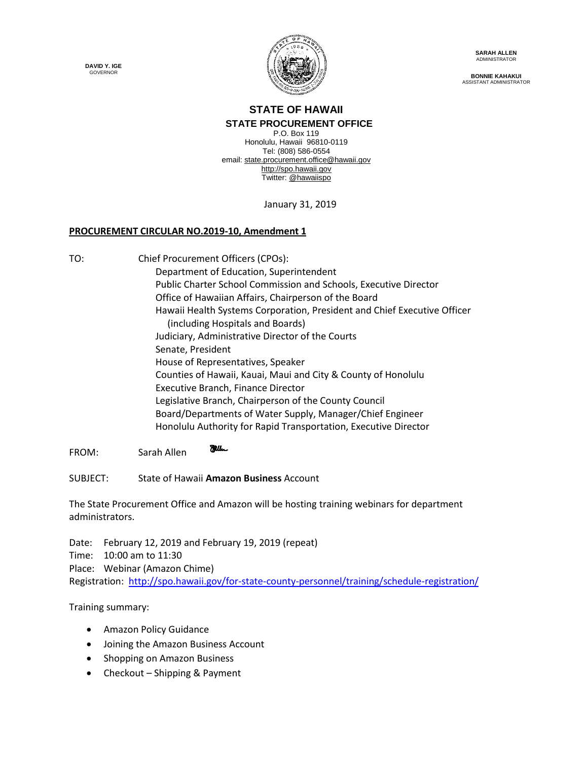DAVID Y. IGE
GOVERNOR

SARAH ALLEN
ADMINISTRATOR

BONNIE KAHAKUI
ASSISTANT ADMINISTRATOR

## STATE OF HAWAII
### STATE PROCUREMENT OFFICE

P.O. Box 119
Honolulu, Hawaii 96810-0119
Tel: (808) 586-0554
email: state.procurement.office@hawaii.gov
http://spo.hawaii.gov
Twitter: @hawaiispo

January 31, 2019

**PROCUREMENT CIRCULAR NO.2019-10, Amendment 1**

TO: Chief Procurement Officers (CPOs):
Department of Education, Superintendent
Public Charter School Commission and Schools, Executive Director
Office of Hawaiian Affairs, Chairperson of the Board
Hawaii Health Systems Corporation, President and Chief Executive Officer (including Hospitals and Boards)
Judiciary, Administrative Director of the Courts
Senate, President
House of Representatives, Speaker
Counties of Hawaii, Kauai, Maui and City & County of Honolulu
Executive Branch, Finance Director
Legislative Branch, Chairperson of the County Council
Board/Departments of Water Supply, Manager/Chief Engineer
Honolulu Authority for Rapid Transportation, Executive Director

FROM: Sarah Allen

SUBJECT: State of Hawaii **Amazon Business** Account

The State Procurement Office and Amazon will be hosting training webinars for department administrators.

Date: February 12, 2019 and February 19, 2019 (repeat)
Time: 10:00 am to 11:30
Place: Webinar (Amazon Chime)
Registration: http://spo.hawaii.gov/for-state-county-personnel/training/schedule-registration/

Training summary:

- Amazon Policy Guidance
- Joining the Amazon Business Account
- Shopping on Amazon Business
- Checkout – Shipping & Payment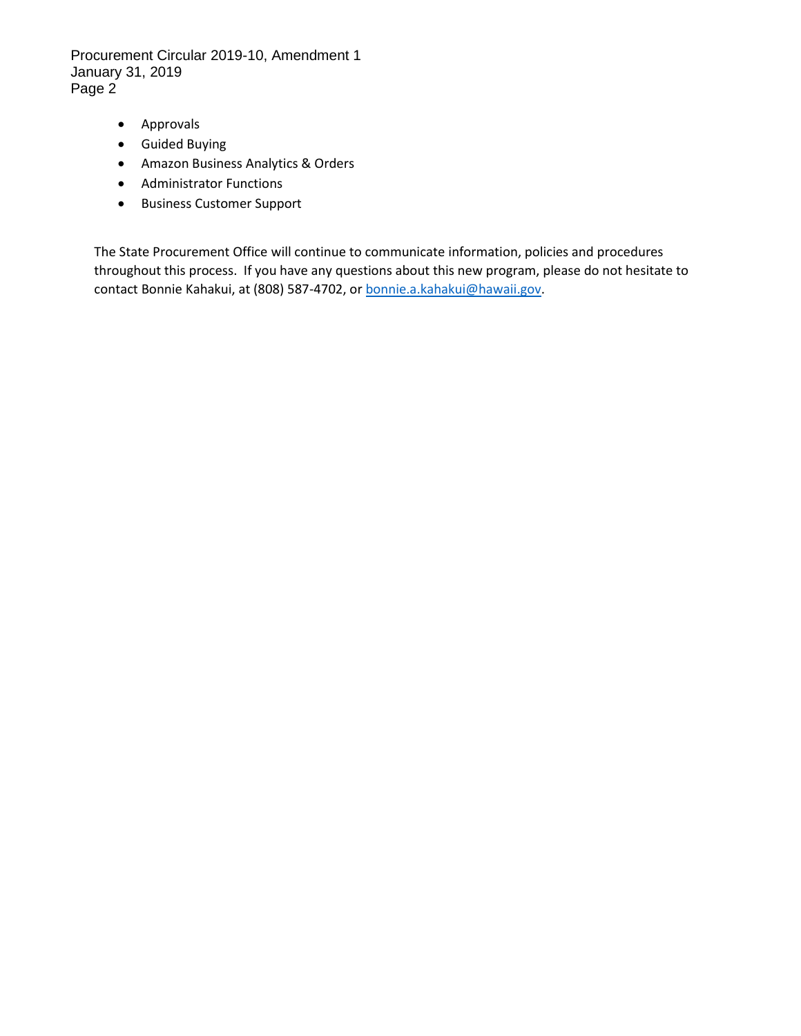- Approvals
- Guided Buying
- Amazon Business Analytics & Orders
- Administrator Functions
- Business Customer Support

The State Procurement Office will continue to communicate information, policies and procedures throughout this process. If you have any questions about this new program, please do not hesitate to contact Bonnie Kahakui, at (808) 587-4702, or bonnie.a.kahakui@hawaii.gov.